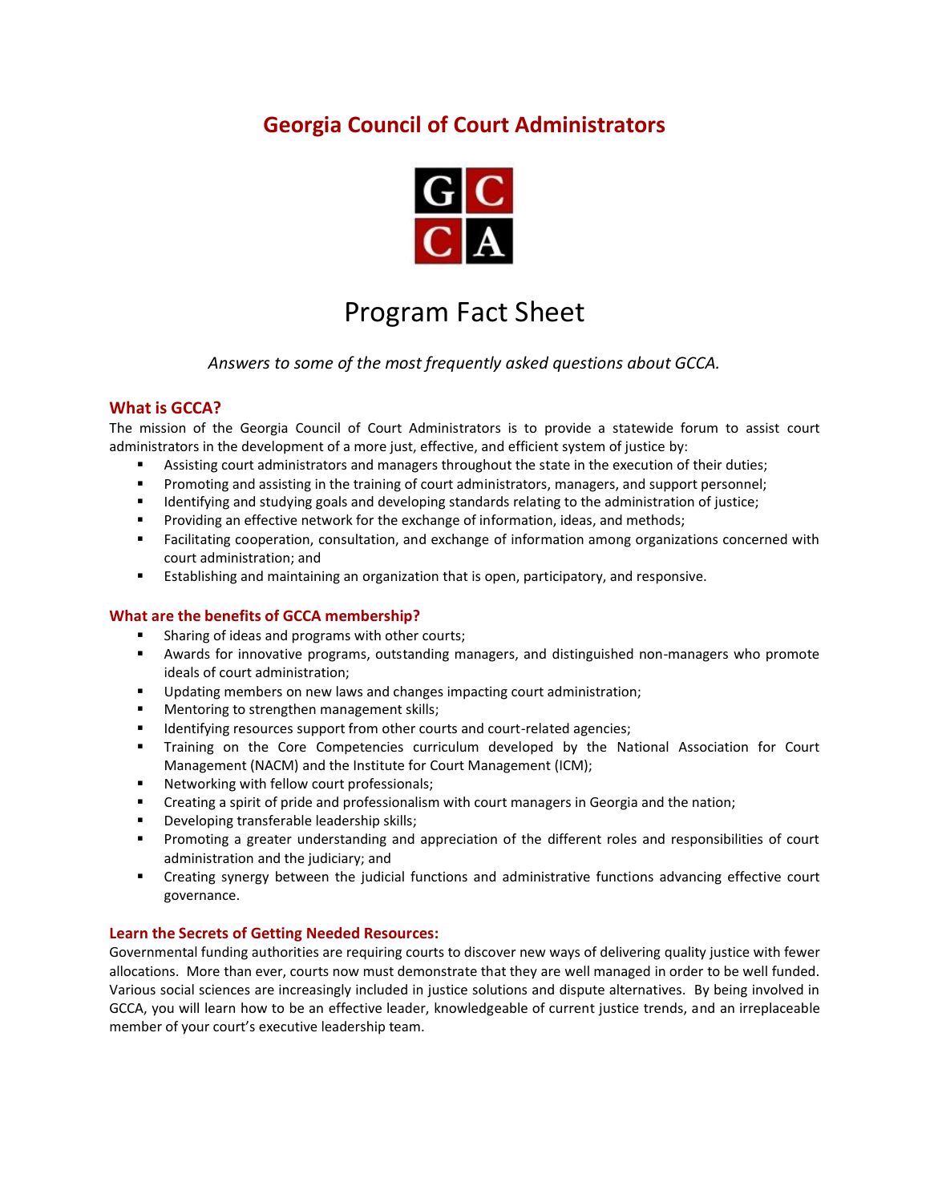# Georgia Council of Court Administrators

GCCA

## Program Fact Sheet

*Answers to some of the most frequently asked questions about GCCA.*

### What is GCCA?

The mission of the Georgia Council of Court Administrators is to provide a statewide forum to assist court administrators in the development of a more just, effective, and efficient system of justice by:

- Assisting court administrators and managers throughout the state in the execution of their duties;
- Promoting and assisting in the training of court administrators, managers, and support personnel;
- Identifying and studying goals and developing standards relating to the administration of justice;
- Providing an effective network for the exchange of information, ideas, and methods;
- Facilitating cooperation, consultation, and exchange of information among organizations concerned with court administration; and
- Establishing and maintaining an organization that is open, participatory, and responsive.

### What are the benefits of GCCA membership?

- Sharing of ideas and programs with other courts;
- Awards for innovative programs, outstanding managers, and distinguished non-managers who promote ideals of court administration;
- Updating members on new laws and changes impacting court administration;
- Mentoring to strengthen management skills;
- Identifying resources support from other courts and court-related agencies;
- Training on the Core Competencies curriculum developed by the National Association for Court Management (NACM) and the Institute for Court Management (ICM);
- Networking with fellow court professionals;
- Creating a spirit of pride and professionalism with court managers in Georgia and the nation;
- Developing transferable leadership skills;
- Promoting a greater understanding and appreciation of the different roles and responsibilities of court administration and the judiciary; and
- Creating synergy between the judicial functions and administrative functions advancing effective court governance.

### Learn the Secrets of Getting Needed Resources:

Governmental funding authorities are requiring courts to discover new ways of delivering quality justice with fewer allocations. More than ever, courts now must demonstrate that they are well managed in order to be well funded. Various social sciences are increasingly included in justice solutions and dispute alternatives. By being involved in GCCA, you will learn how to be an effective leader, knowledgeable of current justice trends, and an irreplaceable member of your court's executive leadership team.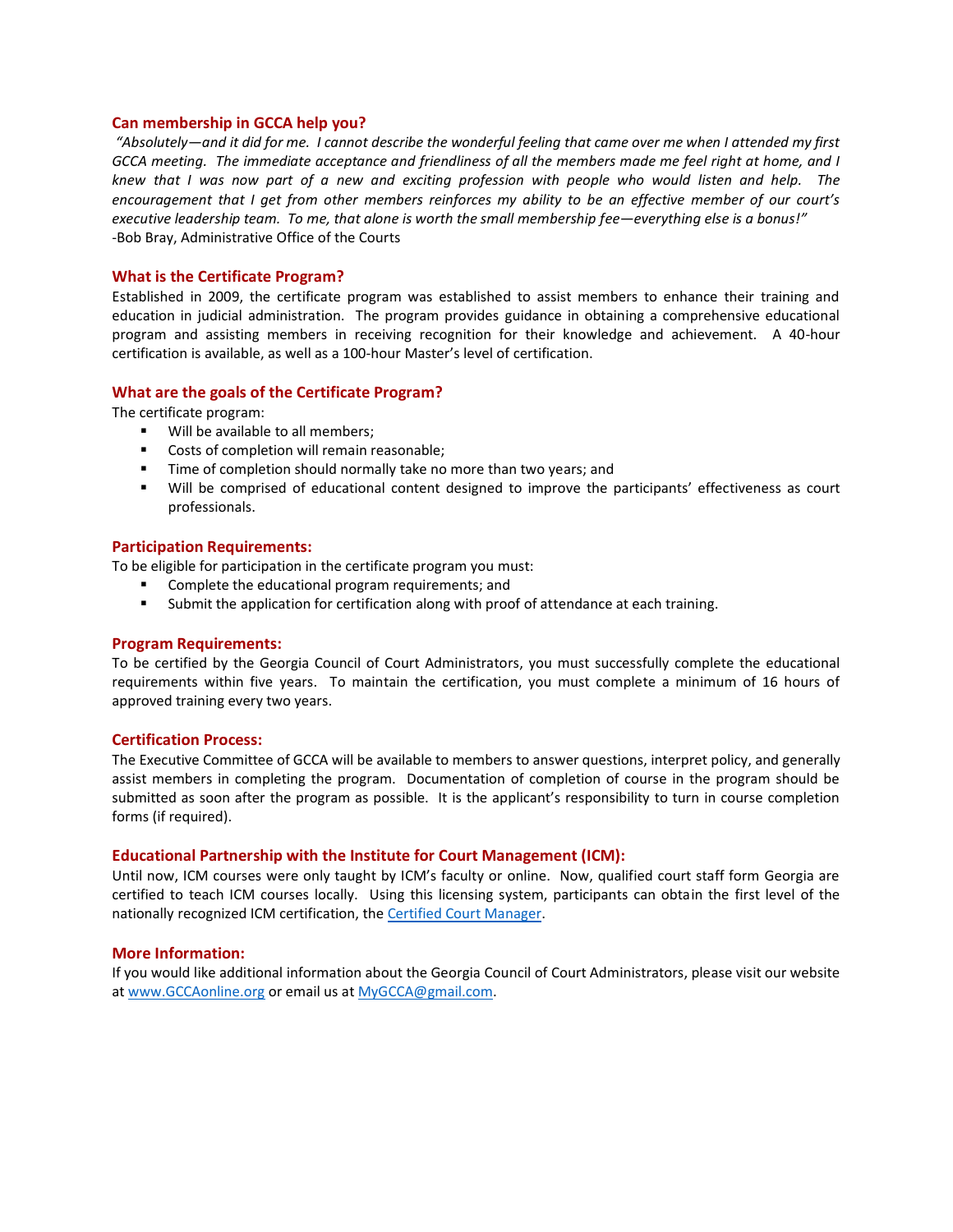## Can membership in GCCA help you?

*"Absolutely—and it did for me. I cannot describe the wonderful feeling that came over me when I attended my first GCCA meeting. The immediate acceptance and friendliness of all the members made me feel right at home, and I knew that I was now part of a new and exciting profession with people who would listen and help. The encouragement that I get from other members reinforces my ability to be an effective member of our court's executive leadership team. To me, that alone is worth the small membership fee—everything else is a bonus!"*
-Bob Bray, Administrative Office of the Courts

## What is the Certificate Program?

Established in 2009, the certificate program was established to assist members to enhance their training and education in judicial administration. The program provides guidance in obtaining a comprehensive educational program and assisting members in receiving recognition for their knowledge and achievement. A 40-hour certification is available, as well as a 100-hour Master's level of certification.

## What are the goals of the Certificate Program?

The certificate program:

- Will be available to all members;
- Costs of completion will remain reasonable;
- Time of completion should normally take no more than two years; and
- Will be comprised of educational content designed to improve the participants' effectiveness as court professionals.

## Participation Requirements:

To be eligible for participation in the certificate program you must:

- Complete the educational program requirements; and
- Submit the application for certification along with proof of attendance at each training.

## Program Requirements:

To be certified by the Georgia Council of Court Administrators, you must successfully complete the educational requirements within five years. To maintain the certification, you must complete a minimum of 16 hours of approved training every two years.

## Certification Process:

The Executive Committee of GCCA will be available to members to answer questions, interpret policy, and generally assist members in completing the program. Documentation of completion of course in the program should be submitted as soon after the program as possible. It is the applicant's responsibility to turn in course completion forms (if required).

## Educational Partnership with the Institute for Court Management (ICM):

Until now, ICM courses were only taught by ICM's faculty or online. Now, qualified court staff form Georgia are certified to teach ICM courses locally. Using this licensing system, participants can obtain the first level of the nationally recognized ICM certification, the Certified Court Manager.

## More Information:

If you would like additional information about the Georgia Council of Court Administrators, please visit our website at www.GCCAonline.org or email us at MyGCCA@gmail.com.